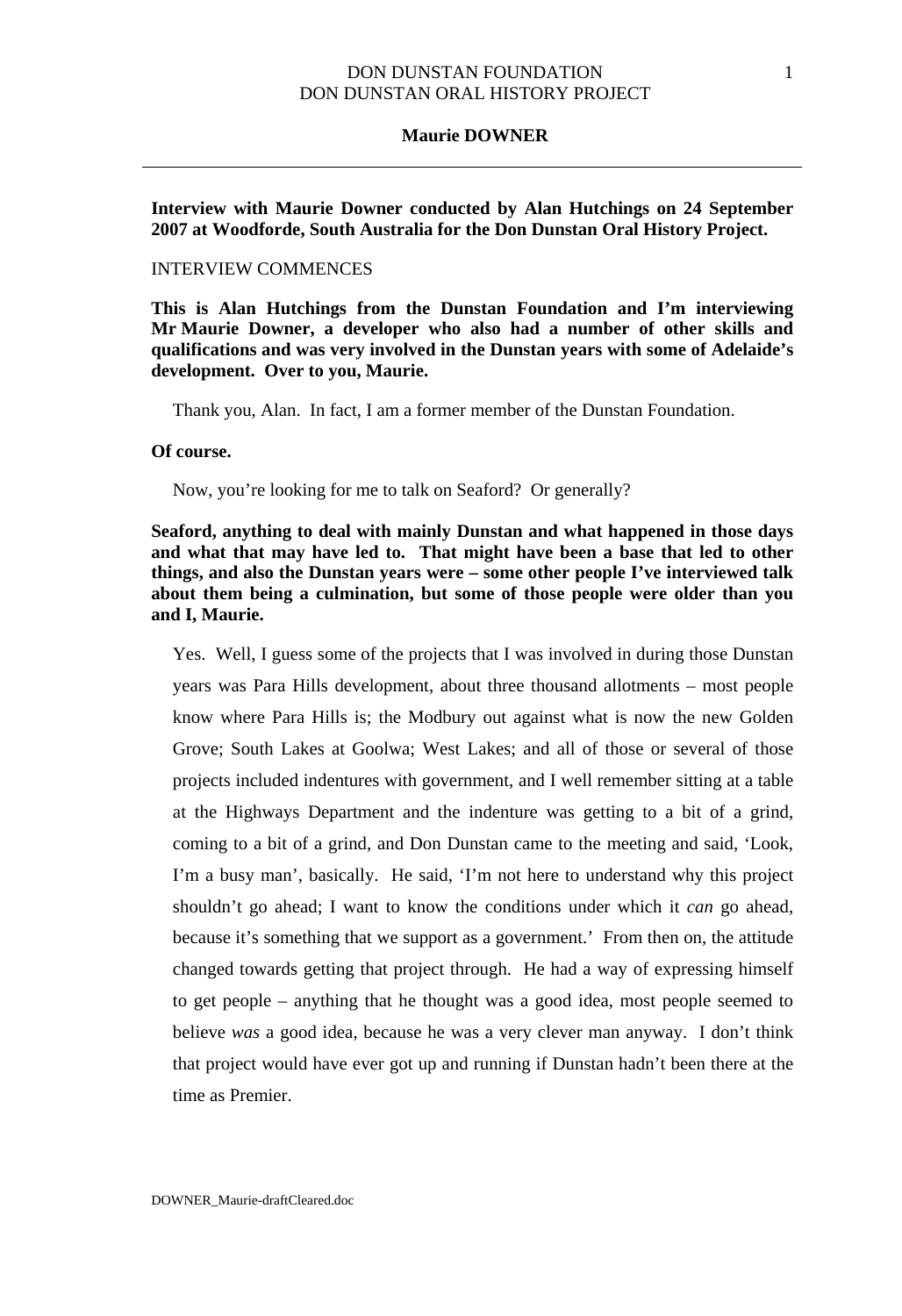**Interview with Maurie Downer conducted by Alan Hutchings on 24 September 2007 at Woodforde, South Australia for the Don Dunstan Oral History Project.**

INTERVIEW COMMENCES

**This is Alan Hutchings from the Dunstan Foundation and I'm interviewing Mr Maurie Downer, a developer who also had a number of other skills and qualifications and was very involved in the Dunstan years with some of Adelaide's development. Over to you, Maurie.**

Thank you, Alan. In fact, I am a former member of the Dunstan Foundation.

**Of course.**

Now, you're looking for me to talk on Seaford? Or generally?

**Seaford, anything to deal with mainly Dunstan and what happened in those days and what that may have led to. That might have been a base that led to other things, and also the Dunstan years were – some other people I've interviewed talk about them being a culmination, but some of those people were older than you and I, Maurie.**

Yes. Well, I guess some of the projects that I was involved in during those Dunstan years was Para Hills development, about three thousand allotments – most people know where Para Hills is; the Modbury out against what is now the new Golden Grove; South Lakes at Goolwa; West Lakes; and all of those or several of those projects included indentures with government, and I well remember sitting at a table at the Highways Department and the indenture was getting to a bit of a grind, coming to a bit of a grind, and Don Dunstan came to the meeting and said, 'Look, I'm a busy man', basically. He said, 'I'm not here to understand why this project shouldn't go ahead; I want to know the conditions under which it *can* go ahead, because it's something that we support as a government.' From then on, the attitude changed towards getting that project through. He had a way of expressing himself to get people – anything that he thought was a good idea, most people seemed to believe *was* a good idea, because he was a very clever man anyway. I don't think that project would have ever got up and running if Dunstan hadn't been there at the time as Premier.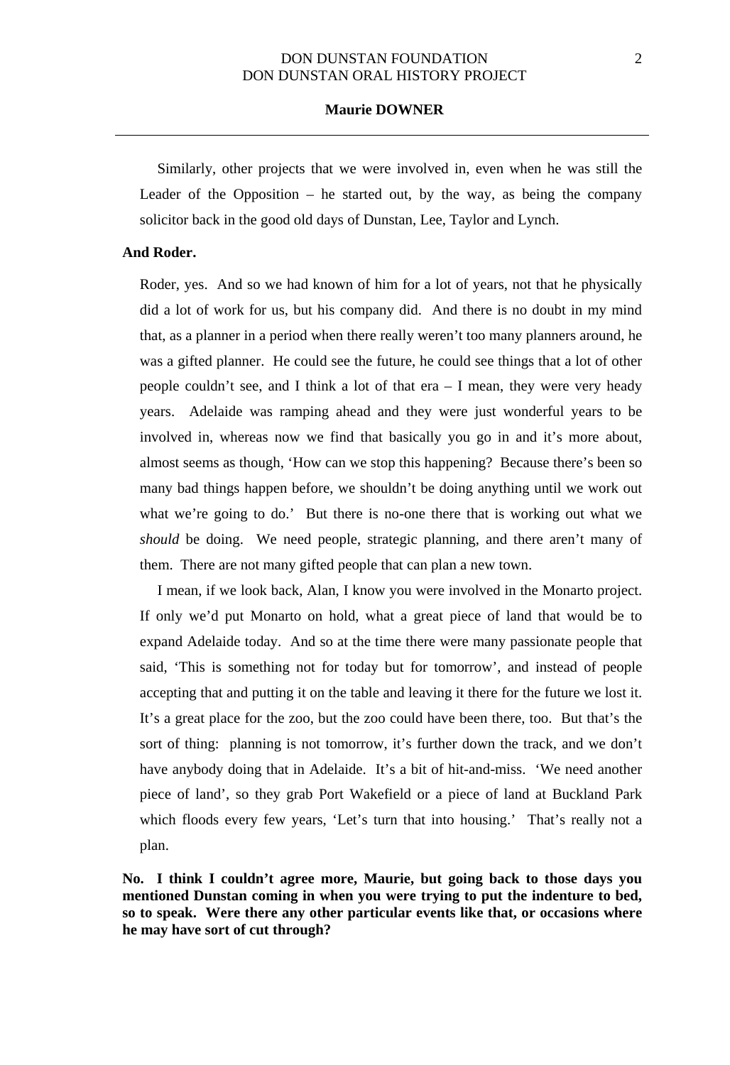Similarly, other projects that we were involved in, even when he was still the Leader of the Opposition – he started out, by the way, as being the company solicitor back in the good old days of Dunstan, Lee, Taylor and Lynch.

**And Roder.**

Roder, yes. And so we had known of him for a lot of years, not that he physically did a lot of work for us, but his company did. And there is no doubt in my mind that, as a planner in a period when there really weren't too many planners around, he was a gifted planner. He could see the future, he could see things that a lot of other people couldn't see, and I think a lot of that era – I mean, they were very heady years. Adelaide was ramping ahead and they were just wonderful years to be involved in, whereas now we find that basically you go in and it's more about, almost seems as though, 'How can we stop this happening? Because there's been so many bad things happen before, we shouldn't be doing anything until we work out what we're going to do.' But there is no-one there that is working out what we *should* be doing. We need people, strategic planning, and there aren't many of them. There are not many gifted people that can plan a new town.

I mean, if we look back, Alan, I know you were involved in the Monarto project. If only we'd put Monarto on hold, what a great piece of land that would be to expand Adelaide today. And so at the time there were many passionate people that said, 'This is something not for today but for tomorrow', and instead of people accepting that and putting it on the table and leaving it there for the future we lost it. It's a great place for the zoo, but the zoo could have been there, too. But that's the sort of thing: planning is not tomorrow, it's further down the track, and we don't have anybody doing that in Adelaide. It's a bit of hit-and-miss. 'We need another piece of land', so they grab Port Wakefield or a piece of land at Buckland Park which floods every few years, 'Let's turn that into housing.' That's really not a plan.

**No. I think I couldn't agree more, Maurie, but going back to those days you mentioned Dunstan coming in when you were trying to put the indenture to bed, so to speak. Were there any other particular events like that, or occasions where he may have sort of cut through?**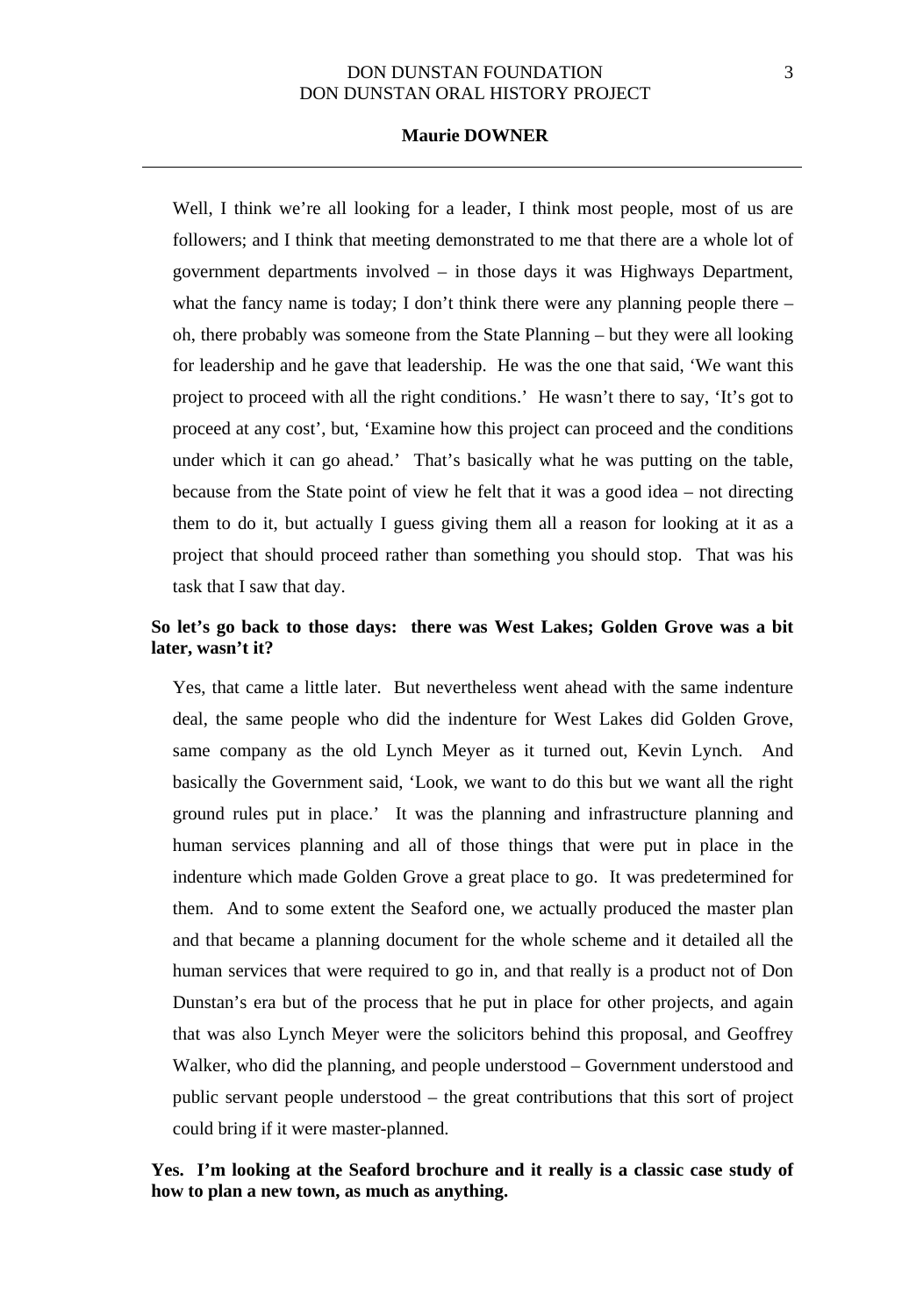Well, I think we're all looking for a leader, I think most people, most of us are followers; and I think that meeting demonstrated to me that there are a whole lot of government departments involved – in those days it was Highways Department, what the fancy name is today; I don't think there were any planning people there – oh, there probably was someone from the State Planning – but they were all looking for leadership and he gave that leadership. He was the one that said, 'We want this project to proceed with all the right conditions.' He wasn't there to say, 'It's got to proceed at any cost', but, 'Examine how this project can proceed and the conditions under which it can go ahead.' That's basically what he was putting on the table, because from the State point of view he felt that it was a good idea – not directing them to do it, but actually I guess giving them all a reason for looking at it as a project that should proceed rather than something you should stop. That was his task that I saw that day.

**So let's go back to those days: there was West Lakes; Golden Grove was a bit later, wasn't it?**

Yes, that came a little later. But nevertheless went ahead with the same indenture deal, the same people who did the indenture for West Lakes did Golden Grove, same company as the old Lynch Meyer as it turned out, Kevin Lynch. And basically the Government said, 'Look, we want to do this but we want all the right ground rules put in place.' It was the planning and infrastructure planning and human services planning and all of those things that were put in place in the indenture which made Golden Grove a great place to go. It was predetermined for them. And to some extent the Seaford one, we actually produced the master plan and that became a planning document for the whole scheme and it detailed all the human services that were required to go in, and that really is a product not of Don Dunstan's era but of the process that he put in place for other projects, and again that was also Lynch Meyer were the solicitors behind this proposal, and Geoffrey Walker, who did the planning, and people understood – Government understood and public servant people understood – the great contributions that this sort of project could bring if it were master-planned.

**Yes. I'm looking at the Seaford brochure and it really is a classic case study of how to plan a new town, as much as anything.**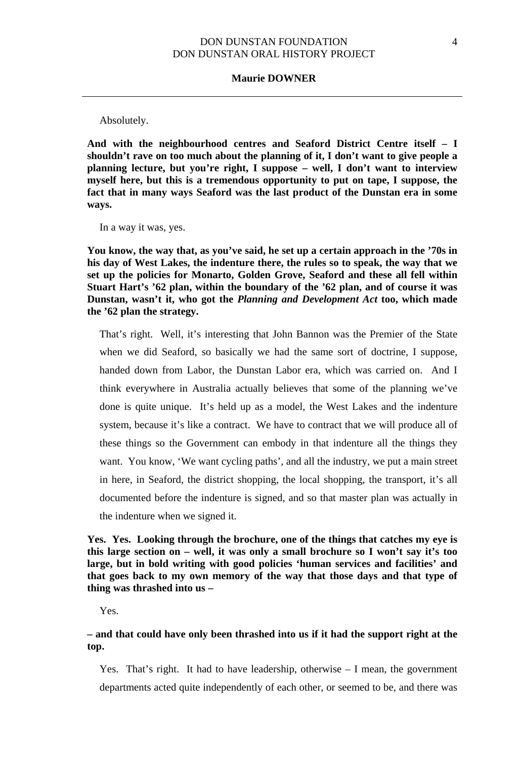Absolutely.

**And with the neighbourhood centres and Seaford District Centre itself – I shouldn't rave on too much about the planning of it, I don't want to give people a planning lecture, but you're right, I suppose – well, I don't want to interview myself here, but this is a tremendous opportunity to put on tape, I suppose, the fact that in many ways Seaford was the last product of the Dunstan era in some ways.**

In a way it was, yes.

**You know, the way that, as you've said, he set up a certain approach in the '70s in his day of West Lakes, the indenture there, the rules so to speak, the way that we set up the policies for Monarto, Golden Grove, Seaford and these all fell within Stuart Hart's '62 plan, within the boundary of the '62 plan, and of course it was Dunstan, wasn't it, who got the *Planning and Development Act* too, which made the '62 plan the strategy.**

That's right. Well, it's interesting that John Bannon was the Premier of the State when we did Seaford, so basically we had the same sort of doctrine, I suppose, handed down from Labor, the Dunstan Labor era, which was carried on. And I think everywhere in Australia actually believes that some of the planning we've done is quite unique. It's held up as a model, the West Lakes and the indenture system, because it's like a contract. We have to contract that we will produce all of these things so the Government can embody in that indenture all the things they want. You know, 'We want cycling paths', and all the industry, we put a main street in here, in Seaford, the district shopping, the local shopping, the transport, it's all documented before the indenture is signed, and so that master plan was actually in the indenture when we signed it.

**Yes. Yes. Looking through the brochure, one of the things that catches my eye is this large section on – well, it was only a small brochure so I won't say it's too large, but in bold writing with good policies 'human services and facilities' and that goes back to my own memory of the way that those days and that type of thing was thrashed into us –**

Yes.

**– and that could have only been thrashed into us if it had the support right at the top.**

Yes. That's right. It had to have leadership, otherwise – I mean, the government departments acted quite independently of each other, or seemed to be, and there was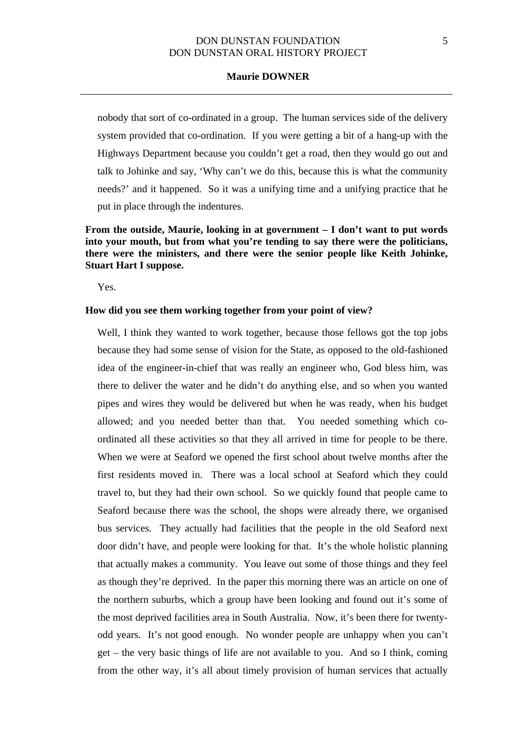nobody that sort of co-ordinated in a group. The human services side of the delivery system provided that co-ordination. If you were getting a bit of a hang-up with the Highways Department because you couldn't get a road, then they would go out and talk to Johinke and say, 'Why can't we do this, because this is what the community needs?' and it happened. So it was a unifying time and a unifying practice that he put in place through the indentures.

**From the outside, Maurie, looking in at government – I don't want to put words into your mouth, but from what you're tending to say there were the politicians, there were the ministers, and there were the senior people like Keith Johinke, Stuart Hart I suppose.**

Yes.

**How did you see them working together from your point of view?**

Well, I think they wanted to work together, because those fellows got the top jobs because they had some sense of vision for the State, as opposed to the old-fashioned idea of the engineer-in-chief that was really an engineer who, God bless him, was there to deliver the water and he didn't do anything else, and so when you wanted pipes and wires they would be delivered but when he was ready, when his budget allowed; and you needed better than that. You needed something which co-ordinated all these activities so that they all arrived in time for people to be there. When we were at Seaford we opened the first school about twelve months after the first residents moved in. There was a local school at Seaford which they could travel to, but they had their own school. So we quickly found that people came to Seaford because there was the school, the shops were already there, we organised bus services. They actually had facilities that the people in the old Seaford next door didn't have, and people were looking for that. It's the whole holistic planning that actually makes a community. You leave out some of those things and they feel as though they're deprived. In the paper this morning there was an article on one of the northern suburbs, which a group have been looking and found out it's some of the most deprived facilities area in South Australia. Now, it's been there for twenty-odd years. It's not good enough. No wonder people are unhappy when you can't get – the very basic things of life are not available to you. And so I think, coming from the other way, it's all about timely provision of human services that actually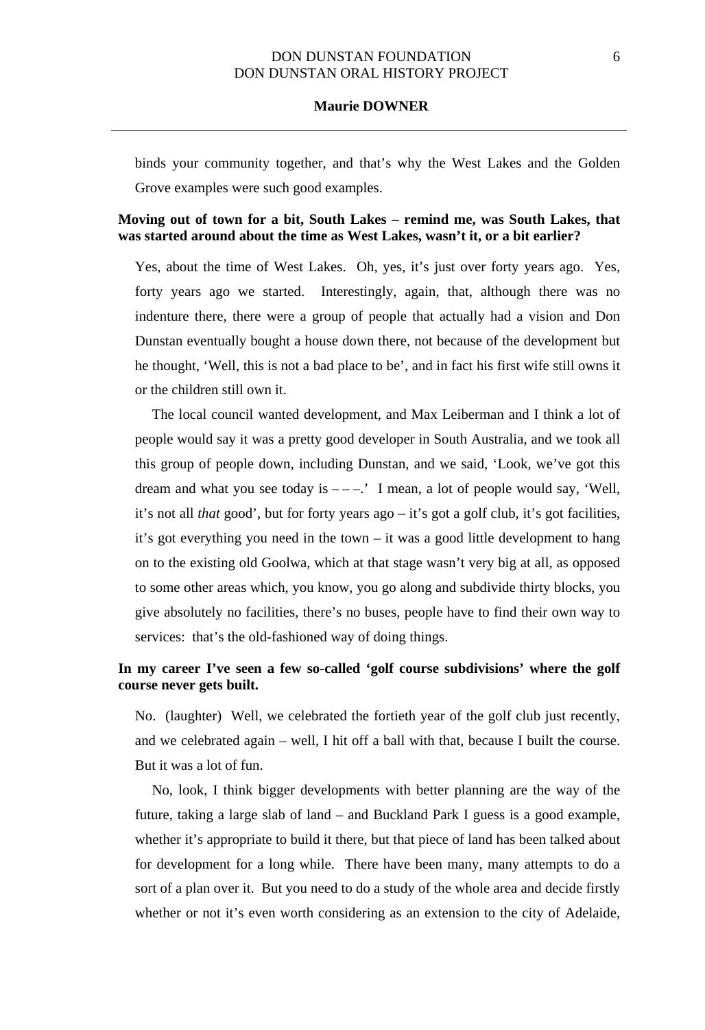binds your community together, and that's why the West Lakes and the Golden Grove examples were such good examples.

**Moving out of town for a bit, South Lakes – remind me, was South Lakes, that was started around about the time as West Lakes, wasn't it, or a bit earlier?**

Yes, about the time of West Lakes. Oh, yes, it's just over forty years ago. Yes, forty years ago we started. Interestingly, again, that, although there was no indenture there, there were a group of people that actually had a vision and Don Dunstan eventually bought a house down there, not because of the development but he thought, 'Well, this is not a bad place to be', and in fact his first wife still owns it or the children still own it.

The local council wanted development, and Max Leiberman and I think a lot of people would say it was a pretty good developer in South Australia, and we took all this group of people down, including Dunstan, and we said, 'Look, we've got this dream and what you see today is – – –.' I mean, a lot of people would say, 'Well, it's not all *that* good', but for forty years ago – it's got a golf club, it's got facilities, it's got everything you need in the town – it was a good little development to hang on to the existing old Goolwa, which at that stage wasn't very big at all, as opposed to some other areas which, you know, you go along and subdivide thirty blocks, you give absolutely no facilities, there's no buses, people have to find their own way to services: that's the old-fashioned way of doing things.

**In my career I've seen a few so-called 'golf course subdivisions' where the golf course never gets built.**

No. (laughter) Well, we celebrated the fortieth year of the golf club just recently, and we celebrated again – well, I hit off a ball with that, because I built the course. But it was a lot of fun.

No, look, I think bigger developments with better planning are the way of the future, taking a large slab of land – and Buckland Park I guess is a good example, whether it's appropriate to build it there, but that piece of land has been talked about for development for a long while. There have been many, many attempts to do a sort of a plan over it. But you need to do a study of the whole area and decide firstly whether or not it's even worth considering as an extension to the city of Adelaide,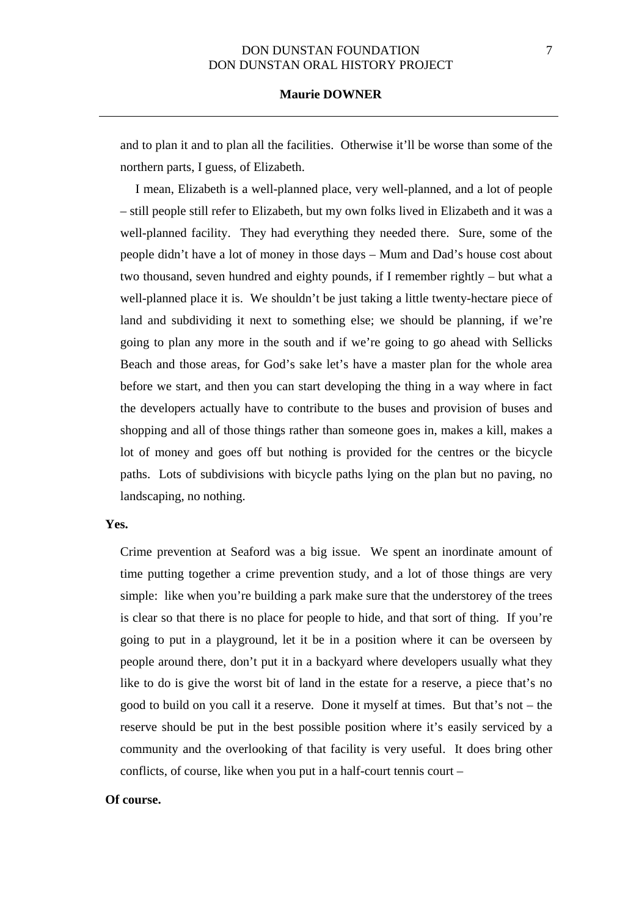and to plan it and to plan all the facilities. Otherwise it'll be worse than some of the northern parts, I guess, of Elizabeth.

I mean, Elizabeth is a well-planned place, very well-planned, and a lot of people – still people still refer to Elizabeth, but my own folks lived in Elizabeth and it was a well-planned facility. They had everything they needed there. Sure, some of the people didn't have a lot of money in those days – Mum and Dad's house cost about two thousand, seven hundred and eighty pounds, if I remember rightly – but what a well-planned place it is. We shouldn't be just taking a little twenty-hectare piece of land and subdividing it next to something else; we should be planning, if we're going to plan any more in the south and if we're going to go ahead with Sellicks Beach and those areas, for God's sake let's have a master plan for the whole area before we start, and then you can start developing the thing in a way where in fact the developers actually have to contribute to the buses and provision of buses and shopping and all of those things rather than someone goes in, makes a kill, makes a lot of money and goes off but nothing is provided for the centres or the bicycle paths. Lots of subdivisions with bicycle paths lying on the plan but no paving, no landscaping, no nothing.

**Yes.**

Crime prevention at Seaford was a big issue. We spent an inordinate amount of time putting together a crime prevention study, and a lot of those things are very simple: like when you're building a park make sure that the understorey of the trees is clear so that there is no place for people to hide, and that sort of thing. If you're going to put in a playground, let it be in a position where it can be overseen by people around there, don't put it in a backyard where developers usually what they like to do is give the worst bit of land in the estate for a reserve, a piece that's no good to build on you call it a reserve. Done it myself at times. But that's not – the reserve should be put in the best possible position where it's easily serviced by a community and the overlooking of that facility is very useful. It does bring other conflicts, of course, like when you put in a half-court tennis court –

**Of course.**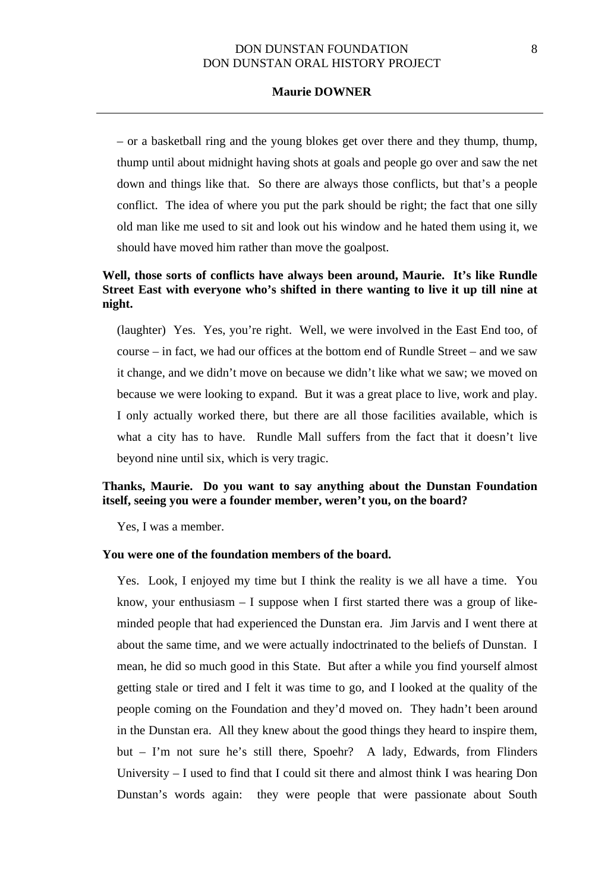– or a basketball ring and the young blokes get over there and they thump, thump, thump until about midnight having shots at goals and people go over and saw the net down and things like that. So there are always those conflicts, but that's a people conflict. The idea of where you put the park should be right; the fact that one silly old man like me used to sit and look out his window and he hated them using it, we should have moved him rather than move the goalpost.

**Well, those sorts of conflicts have always been around, Maurie. It's like Rundle Street East with everyone who's shifted in there wanting to live it up till nine at night.**

(laughter) Yes. Yes, you're right. Well, we were involved in the East End too, of course – in fact, we had our offices at the bottom end of Rundle Street – and we saw it change, and we didn't move on because we didn't like what we saw; we moved on because we were looking to expand. But it was a great place to live, work and play. I only actually worked there, but there are all those facilities available, which is what a city has to have. Rundle Mall suffers from the fact that it doesn't live beyond nine until six, which is very tragic.

**Thanks, Maurie. Do you want to say anything about the Dunstan Foundation itself, seeing you were a founder member, weren't you, on the board?**

Yes, I was a member.

**You were one of the foundation members of the board.**

Yes. Look, I enjoyed my time but I think the reality is we all have a time. You know, your enthusiasm – I suppose when I first started there was a group of like-minded people that had experienced the Dunstan era. Jim Jarvis and I went there at about the same time, and we were actually indoctrinated to the beliefs of Dunstan. I mean, he did so much good in this State. But after a while you find yourself almost getting stale or tired and I felt it was time to go, and I looked at the quality of the people coming on the Foundation and they'd moved on. They hadn't been around in the Dunstan era. All they knew about the good things they heard to inspire them, but – I'm not sure he's still there, Spoehr? A lady, Edwards, from Flinders University – I used to find that I could sit there and almost think I was hearing Don Dunstan's words again: they were people that were passionate about South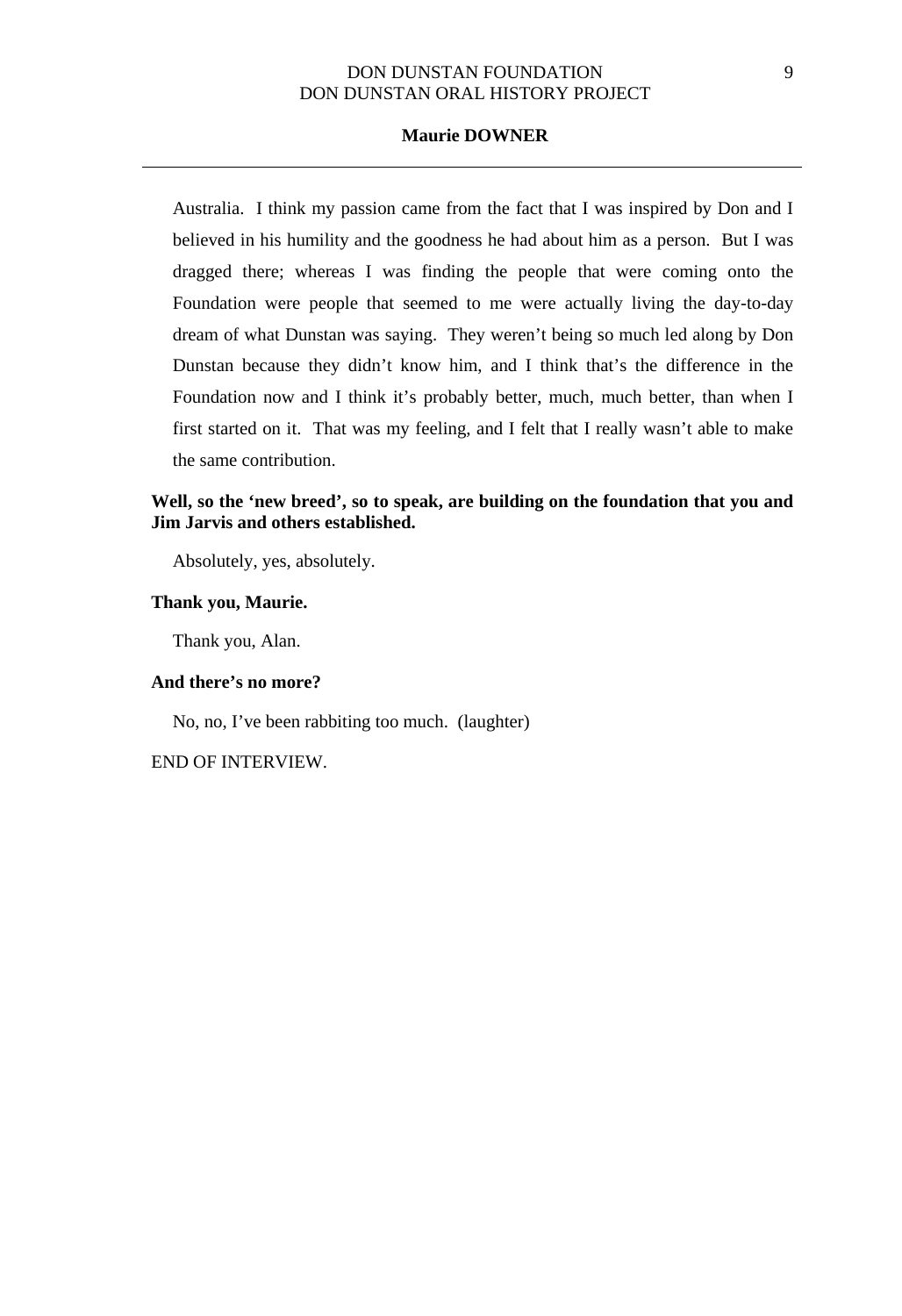Australia. I think my passion came from the fact that I was inspired by Don and I believed in his humility and the goodness he had about him as a person. But I was dragged there; whereas I was finding the people that were coming onto the Foundation were people that seemed to me were actually living the day-to-day dream of what Dunstan was saying. They weren't being so much led along by Don Dunstan because they didn't know him, and I think that's the difference in the Foundation now and I think it's probably better, much, much better, than when I first started on it. That was my feeling, and I felt that I really wasn't able to make the same contribution.

**Well, so the 'new breed', so to speak, are building on the foundation that you and Jim Jarvis and others established.**

Absolutely, yes, absolutely.

**Thank you, Maurie.**

Thank you, Alan.

**And there's no more?**

No, no, I've been rabbiting too much. (laughter)

END OF INTERVIEW.